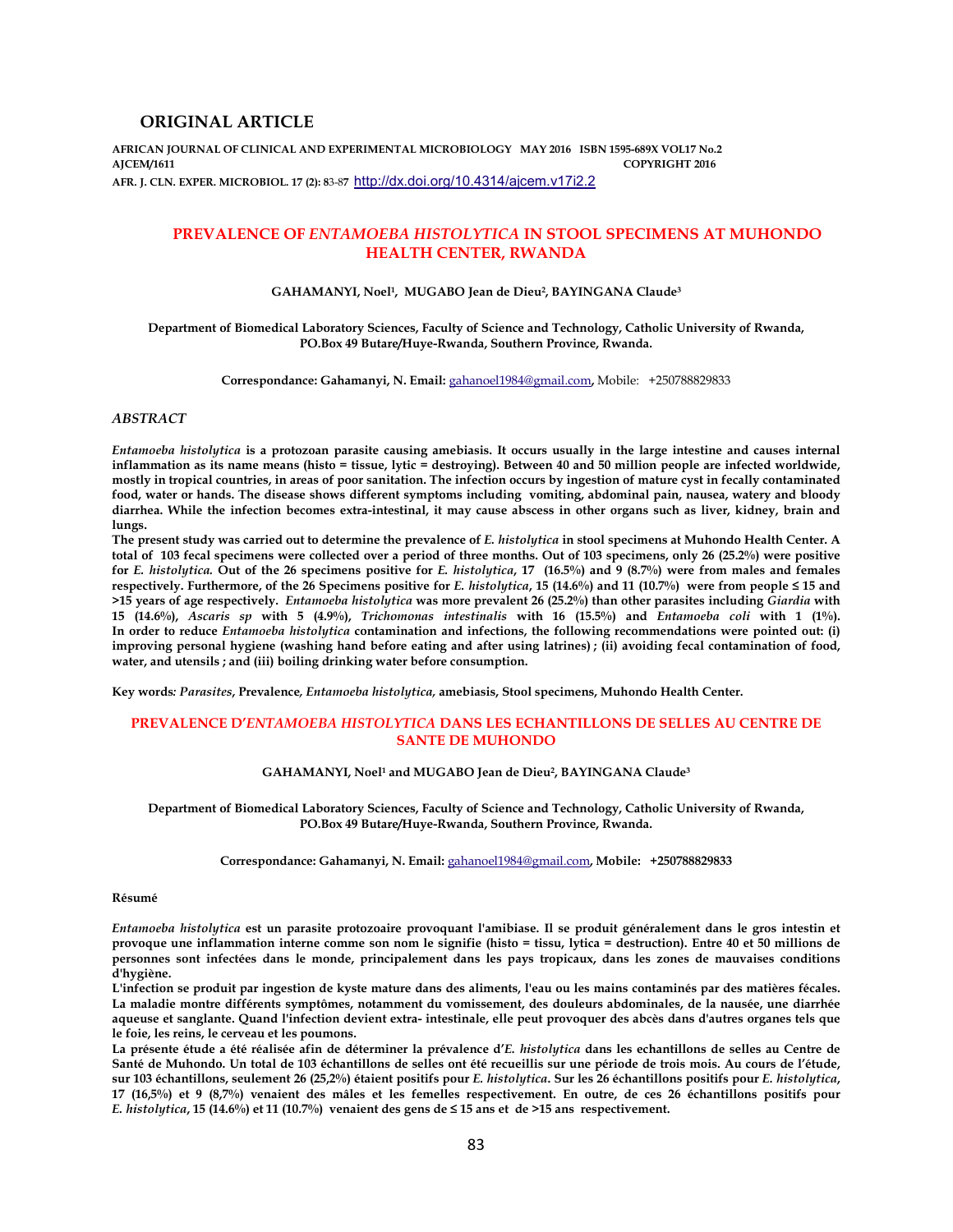## ORIGINAL ARTICLE

**AFRICAN JOURNAL OF CLINICAL AND EXPERIMENTAL MICROBIOLOGY MAY 2016 ISBN 1595-689X VOL17 No.2**
**AJCEM/1611 COPYRIGHT 2016**
**AFR. J. CLN. EXPER. MICROBIOL. 17 (2): 83-87** http://dx.doi.org/10.4314/ajcem.v17i2.2

# PREVALENCE OF *ENTAMOEBA HISTOLYTICA* IN STOOL SPECIMENS AT MUHONDO HEALTH CENTER, RWANDA

**GAHAMANYI, Noel[1], MUGABO Jean de Dieu[2], BAYINGANA Claude[3]**

**Department of Biomedical Laboratory Sciences, Faculty of Science and Technology, Catholic University of Rwanda, PO.Box 49 Butare/Huye-Rwanda, Southern Province, Rwanda.**

**Correspondance: Gahamanyi, N. Email:** gahanoel1984@gmail.com, Mobile: +250788829833

### *ABSTRACT*

***Entamoeba histolytica*** **is a protozoan parasite causing amebiasis. It occurs usually in the large intestine and causes internal inflammation as its name means (histo = tissue, lytic = destroying). Between 40 and 50 million people are infected worldwide, mostly in tropical countries, in areas of poor sanitation. The infection occurs by ingestion of mature cyst in fecally contaminated food, water or hands. The disease shows different symptoms including vomiting, abdominal pain, nausea, watery and bloody diarrhea. While the infection becomes extra-intestinal, it may cause abscess in other organs such as liver, kidney, brain and lungs.**

**The present study was carried out to determine the prevalence of *E. histolytica* in stool specimens at Muhondo Health Center. A total of 103 fecal specimens were collected over a period of three months. Out of 103 specimens, only 26 (25.2%) were positive for *E. histolytica.* Out of the 26 specimens positive for *E. histolytica*, 17 (16.5%) and 9 (8.7%) were from males and females respectively. Furthermore, of the 26 Specimens positive for *E. histolytica*, 15 (14.6%) and 11 (10.7%) were from people ≤ 15 and >15 years of age respectively. *Entamoeba histolytica* was more prevalent 26 (25.2%) than other parasites including *Giardia* with 15 (14.6%), *Ascaris sp* with 5 (4.9%), *Trichomonas intestinalis* with 16 (15.5%) and *Entamoeba coli* with 1 (1%). In order to reduce *Entamoeba histolytica* contamination and infections, the following recommendations were pointed out: (i) improving personal hygiene (washing hand before eating and after using latrines) ; (ii) avoiding fecal contamination of food, water, and utensils ; and (iii) boiling drinking water before consumption.**

**Key words***: Parasites*, **Prevalence***, Entamoeba histolytica*, **amebiasis, Stool specimens, Muhondo Health Center.**

# PREVALENCE D'*ENTAMOEBA HISTOLYTICA* DANS LES ECHANTILLONS DE SELLES AU CENTRE DE SANTE DE MUHONDO

**GAHAMANYI, Noel[1] and MUGABO Jean de Dieu[2], BAYINGANA Claude[3]**

**Department of Biomedical Laboratory Sciences, Faculty of Science and Technology, Catholic University of Rwanda, PO.Box 49 Butare/Huye-Rwanda, Southern Province, Rwanda.**

**Correspondance: Gahamanyi, N. Email:** gahanoel1984@gmail.com, **Mobile: +250788829833**

### Résumé

***Entamoeba histolytica*** **est un parasite protozoaire provoquant l'amibiase. Il se produit généralement dans le gros intestin et provoque une inflammation interne comme son nom le signifie (histo = tissu, lytica = destruction). Entre 40 et 50 millions de personnes sont infectées dans le monde, principalement dans les pays tropicaux, dans les zones de mauvaises conditions d'hygiène.**

**L'infection se produit par ingestion de kyste mature dans des aliments, l'eau ou les mains contaminés par des matières fécales. La maladie montre différents symptômes, notamment du vomissement, des douleurs abdominales, de la nausée, une diarrhée aqueuse et sanglante. Quand l'infection devient extra- intestinale, elle peut provoquer des abcès dans d'autres organes tels que le foie, les reins, le cerveau et les poumons.**

**La présente étude a été réalisée afin de déterminer la prévalence d'*E. histolytica* dans les echantillons de selles au Centre de Santé de Muhondo. Un total de 103 échantillons de selles ont été recueillis sur une période de trois mois. Au cours de l'étude, sur 103 échantillons, seulement 26 (25,2%) étaient positifs pour *E. histolytica*. Sur les 26 échantillons positifs pour *E. histolytica*, 17 (16,5%) et 9 (8,7%) venaient des mâles et les femelles respectivement. En outre, de ces 26 échantillons positifs pour *E. histolytica*, 15 (14.6%) et 11 (10.7%) venaient des gens de ≤ 15 ans et de >15 ans respectivement.**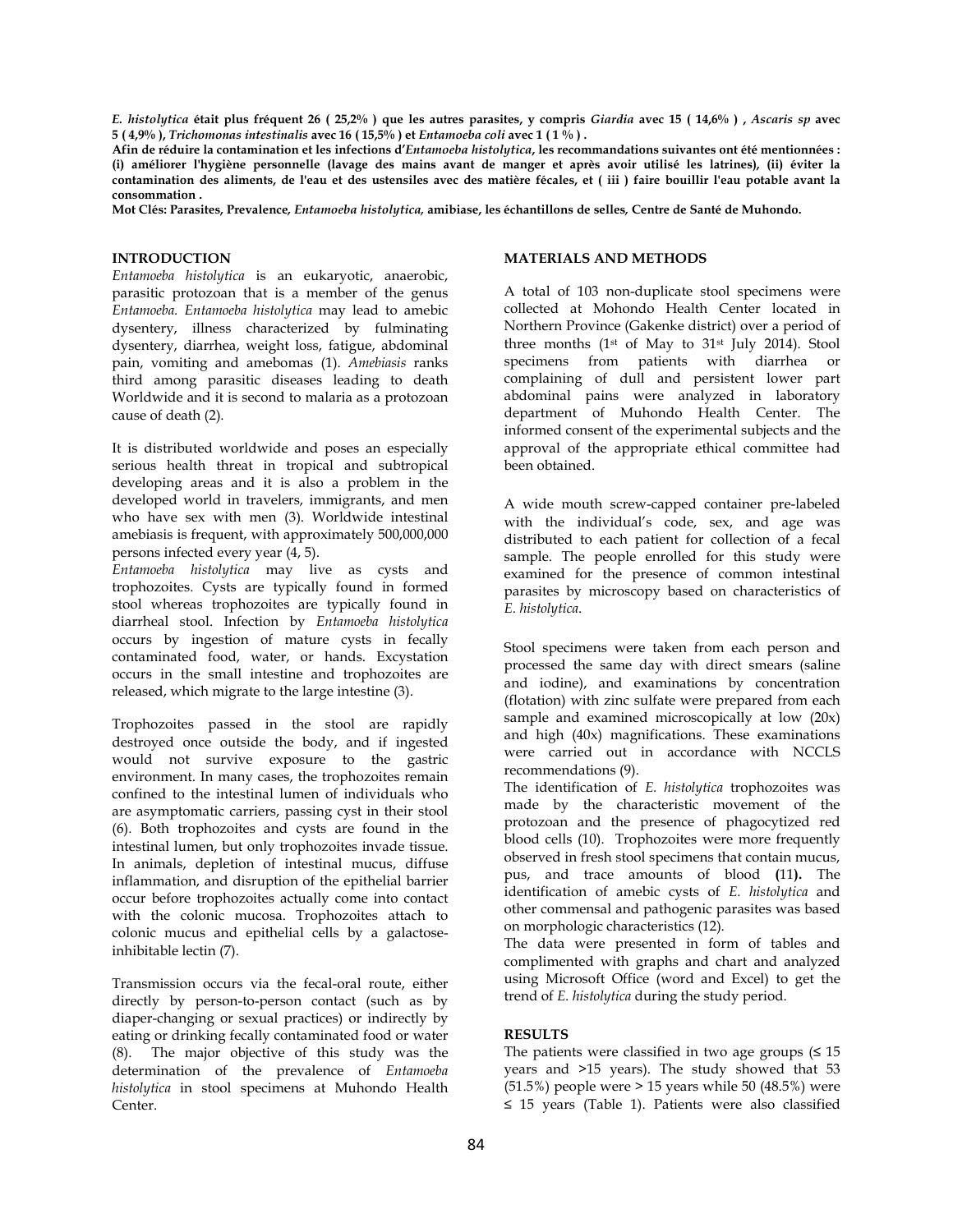***E. histolytica* était plus fréquent 26 ( 25,2% ) que les autres parasites, y compris *Giardia* avec 15 ( 14,6% ) , *Ascaris sp* avec 5 ( 4,9% ), *Trichomonas intestinalis* avec 16 ( 15,5% ) et *Entamoeba coli* avec 1 ( 1 % ) .**

**Afin de réduire la contamination et les infections d'*Entamoeba histolytica*, les recommandations suivantes ont été mentionnées : (i) améliorer l'hygiène personnelle (lavage des mains avant de manger et après avoir utilisé les latrines), (ii) éviter la contamination des aliments, de l'eau et des ustensiles avec des matière fécales, et ( iii ) faire bouillir l'eau potable avant la consommation .**

**Mot Clés: Parasites, Prevalence, *Entamoeba histolytica*, amibiase, les échantillons de selles, Centre de Santé de Muhondo.**

## INTRODUCTION

*Entamoeba histolytica* is an eukaryotic, anaerobic, parasitic protozoan that is a member of the genus *Entamoeba*. *Entamoeba histolytica* may lead to amebic dysentery, illness characterized by fulminating dysentery, diarrhea, weight loss, fatigue, abdominal pain, vomiting and amebomas (1). *Amebiasis* ranks third among parasitic diseases leading to death Worldwide and it is second to malaria as a protozoan cause of death (2).

It is distributed worldwide and poses an especially serious health threat in tropical and subtropical developing areas and it is also a problem in the developed world in travelers, immigrants, and men who have sex with men (3). Worldwide intestinal amebiasis is frequent, with approximately 500,000,000 persons infected every year (4, 5).

*Entamoeba histolytica* may live as cysts and trophozoites. Cysts are typically found in formed stool whereas trophozoites are typically found in diarrheal stool. Infection by *Entamoeba histolytica* occurs by ingestion of mature cysts in fecally contaminated food, water, or hands. Excystation occurs in the small intestine and trophozoites are released, which migrate to the large intestine (3).

Trophozoites passed in the stool are rapidly destroyed once outside the body, and if ingested would not survive exposure to the gastric environment. In many cases, the trophozoites remain confined to the intestinal lumen of individuals who are asymptomatic carriers, passing cyst in their stool (6). Both trophozoites and cysts are found in the intestinal lumen, but only trophozoites invade tissue. In animals, depletion of intestinal mucus, diffuse inflammation, and disruption of the epithelial barrier occur before trophozoites actually come into contact with the colonic mucosa. Trophozoites attach to colonic mucus and epithelial cells by a galactose-inhibitable lectin (7).

Transmission occurs via the fecal-oral route, either directly by person-to-person contact (such as by diaper-changing or sexual practices) or indirectly by eating or drinking fecally contaminated food or water (8). The major objective of this study was the determination of the prevalence of *Entamoeba histolytica* in stool specimens at Muhondo Health Center.

## MATERIALS AND METHODS

A total of 103 non-duplicate stool specimens were collected at Mohondo Health Center located in Northern Province (Gakenke district) over a period of three months (1st of May to 31st July 2014). Stool specimens from patients with diarrhea or complaining of dull and persistent lower part abdominal pains were analyzed in laboratory department of Muhondo Health Center. The informed consent of the experimental subjects and the approval of the appropriate ethical committee had been obtained.

A wide mouth screw-capped container pre-labeled with the individual's code, sex, and age was distributed to each patient for collection of a fecal sample. The people enrolled for this study were examined for the presence of common intestinal parasites by microscopy based on characteristics of *E. histolytica*.

Stool specimens were taken from each person and processed the same day with direct smears (saline and iodine), and examinations by concentration (flotation) with zinc sulfate were prepared from each sample and examined microscopically at low (20x) and high (40x) magnifications. These examinations were carried out in accordance with NCCLS recommendations (9).

The identification of *E. histolytica* trophozoites was made by the characteristic movement of the protozoan and the presence of phagocytized red blood cells (10). Trophozoites were more frequently observed in fresh stool specimens that contain mucus, pus, and trace amounts of blood **(**11**).** The identification of amebic cysts of *E. histolytica* and other commensal and pathogenic parasites was based on morphologic characteristics (12).

The data were presented in form of tables and complimented with graphs and chart and analyzed using Microsoft Office (word and Excel) to get the trend of *E. histolytica* during the study period.

## RESULTS

The patients were classified in two age groups (≤ 15 years and >15 years). The study showed that 53 (51.5%) people were > 15 years while 50 (48.5%) were ≤ 15 years (Table 1). Patients were also classified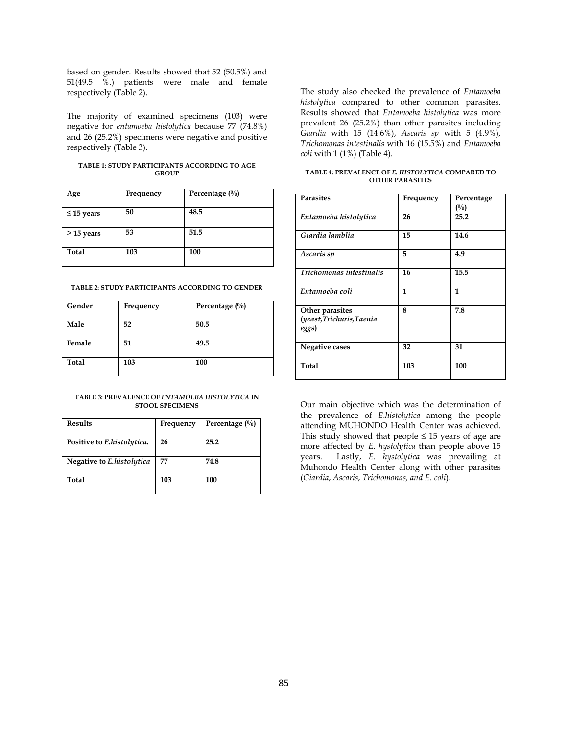based on gender. Results showed that 52 (50.5%) and 51(49.5 %.) patients were male and female respectively (Table 2).

The majority of examined specimens (103) were negative for *entamoeba histolytica* because 77 (74.8%) and 26 (25.2%) specimens were negative and positive respectively (Table 3).

**TABLE 1: STUDY PARTICIPANTS ACCORDING TO AGE GROUP**

| Age | Frequency | Percentage (%) |
|---|---|---|
| ≤ 15 years | 50 | 48.5 |
| > 15 years | 53 | 51.5 |
| Total | 103 | 100 |

**TABLE 2: STUDY PARTICIPANTS ACCORDING TO GENDER**

| Gender | Frequency | Percentage (%) |
|---|---|---|
| Male | 52 | 50.5 |
| Female | 51 | 49.5 |
| Total | 103 | 100 |

**TABLE 3: PREVALENCE OF *ENTAMOEBA HISTOLYTICA* IN STOOL SPECIMENS**

| Results | Frequency | Percentage (%) |
|---|---|---|
| Positive to *E.histolytica.* | 26 | 25.2 |
| Negative to *E.histolytica* | 77 | 74.8 |
| Total | 103 | 100 |

The study also checked the prevalence of *Entamoeba histolytica* compared to other common parasites. Results showed that *Entamoeba histolytica* was more prevalent 26 (25.2%) than other parasites including *Giardia* with 15 (14.6%), *Ascaris sp* with 5 (4.9%), *Trichomonas intestinalis* with 16 (15.5%) and *Entamoeba coli* with 1 (1%) (Table 4).

**TABLE 4: PREVALENCE OF *E. HISTOLYTICA* COMPARED TO OTHER PARASITES**

| Parasites | Frequency | Percentage (%) |
|---|---|---|
| *Entamoeba histolytica* | 26 | 25.2 |
| *Giardia lamblia* | 15 | 14.6 |
| *Ascaris sp* | 5 | 4.9 |
| *Trichomonas intestinalis* | 16 | 15.5 |
| *Entamoeba coli* | 1 | 1 |
| Other parasites (*yeast,Trichuris,Taenia eggs*) | 8 | 7.8 |
| Negative cases | 32 | 31 |
| Total | 103 | 100 |

Our main objective which was the determination of the prevalence of *E.histolytica* among the people attending MUHONDO Health Center was achieved. This study showed that people ≤ 15 years of age are more affected by *E. hystolytica* than people above 15 years. Lastly, *E. hystolytica* was prevailing at Muhondo Health Center along with other parasites (*Giardia*, *Ascaris*, *Trichomonas, and E. coli*).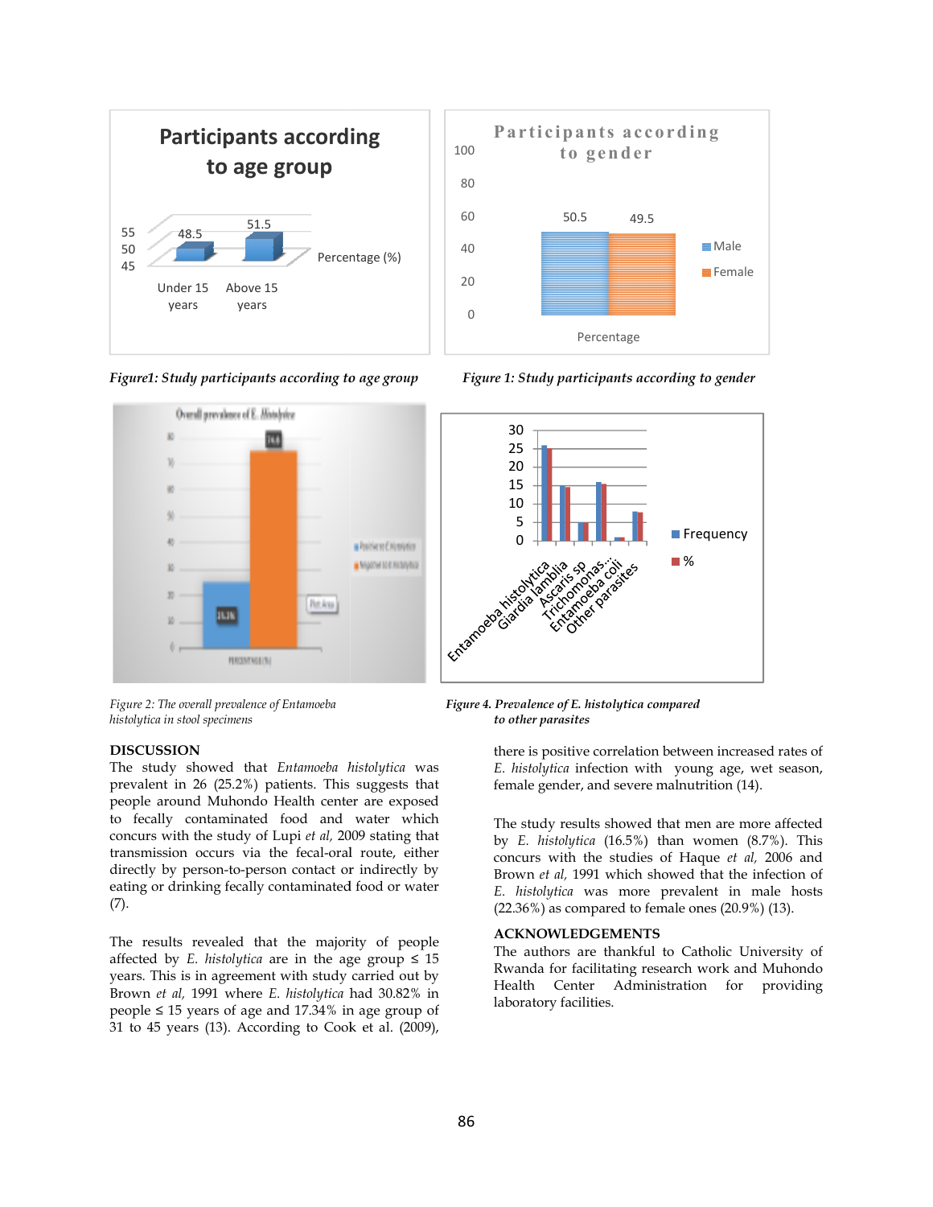Figure1: Study participants according to age group

Figure 1: Study participants according to gender

Figure 2: The overall prevalence of Entamoeba histolytica in stool specimens

Figure 4. Prevalence of E. histolytica compared to other parasites

## DISCUSSION

The study showed that *Entamoeba histolytica* was prevalent in 26 (25.2%) patients. This suggests that people around Muhondo Health center are exposed to fecally contaminated food and water which concurs with the study of Lupi *et al,* 2009 stating that transmission occurs via the fecal-oral route, either directly by person-to-person contact or indirectly by eating or drinking fecally contaminated food or water (7).

The results revealed that the majority of people affected by *E. histolytica* are in the age group ≤ 15 years. This is in agreement with study carried out by Brown *et al,* 1991 where *E. histolytica* had 30.82% in people ≤ 15 years of age and 17.34% in age group of 31 to 45 years (13). According to Cook et al. (2009), there is positive correlation between increased rates of *E. histolytica* infection with young age, wet season, female gender, and severe malnutrition (14).

The study results showed that men are more affected by *E. histolytica* (16.5%) than women (8.7%). This concurs with the studies of Haque *et al,* 2006 and Brown *et al,* 1991 which showed that the infection of *E. histolytica* was more prevalent in male hosts (22.36%) as compared to female ones (20.9%) (13).

## ACKNOWLEDGEMENTS

The authors are thankful to Catholic University of Rwanda for facilitating research work and Muhondo Health Center Administration for providing laboratory facilities.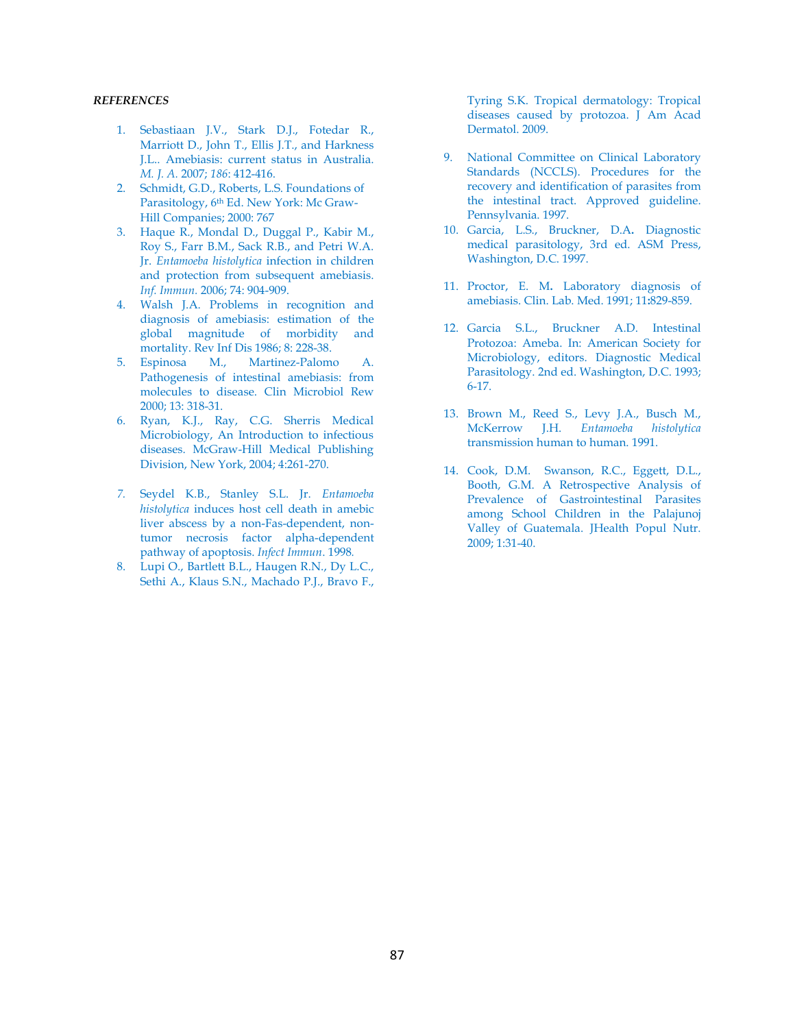*REFERENCES*

1. Sebastiaan J.V., Stark D.J., Fotedar R., Marriott D., John T., Ellis J.T., and Harkness J.L.. Amebiasis: current status in Australia. *M. J. A.* 2007; *186*: 412-416.
2. Schmidt, G.D., Roberts, L.S. Foundations of Parasitology, 6th Ed. New York: Mc Graw-Hill Companies; 2000: 767
3. Haque R., Mondal D., Duggal P., Kabir M., Roy S., Farr B.M., Sack R.B., and Petri W.A. Jr. *Entamoeba histolytica* infection in children and protection from subsequent amebiasis. *Inf. Immun*. 2006; 74: 904-909.
4. Walsh J.A. Problems in recognition and diagnosis of amebiasis: estimation of the global magnitude of morbidity and mortality. Rev Inf Dis 1986; 8: 228-38.
5. Espinosa M., Martinez-Palomo A. Pathogenesis of intestinal amebiasis: from molecules to disease. Clin Microbiol Rew 2000; 13: 318-31.
6. Ryan, K.J., Ray, C.G. Sherris Medical Microbiology, An Introduction to infectious diseases. McGraw-Hill Medical Publishing Division, New York, 2004; 4:261-270.
7. Seydel K.B., Stanley S.L. Jr. *Entamoeba histolytica* induces host cell death in amebic liver abscess by a non-Fas-dependent, non-tumor necrosis factor alpha-dependent pathway of apoptosis. *Infect Immun*. 1998.
8. Lupi O., Bartlett B.L., Haugen R.N., Dy L.C., Sethi A., Klaus S.N., Machado P.J., Bravo F., Tyring S.K. Tropical dermatology: Tropical diseases caused by protozoa. J Am Acad Dermatol. 2009.
9. National Committee on Clinical Laboratory Standards (NCCLS). Procedures for the recovery and identification of parasites from the intestinal tract. Approved guideline. Pennsylvania. 1997.
10. Garcia, L.S., Bruckner, D.A. Diagnostic medical parasitology, 3rd ed. ASM Press, Washington, D.C. 1997.
11. Proctor, E. M. Laboratory diagnosis of amebiasis. Clin. Lab. Med. 1991; 11:829-859.
12. Garcia S.L., Bruckner A.D. Intestinal Protozoa: Ameba. In: American Society for Microbiology, editors. Diagnostic Medical Parasitology. 2nd ed. Washington, D.C. 1993; 6-17.
13. Brown M., Reed S., Levy J.A., Busch M., McKerrow J.H. *Entamoeba histolytica* transmission human to human. 1991.
14. Cook, D.M. Swanson, R.C., Eggett, D.L., Booth, G.M. A Retrospective Analysis of Prevalence of Gastrointestinal Parasites among School Children in the Palajunoj Valley of Guatemala. JHealth Popul Nutr. 2009; 1:31-40.